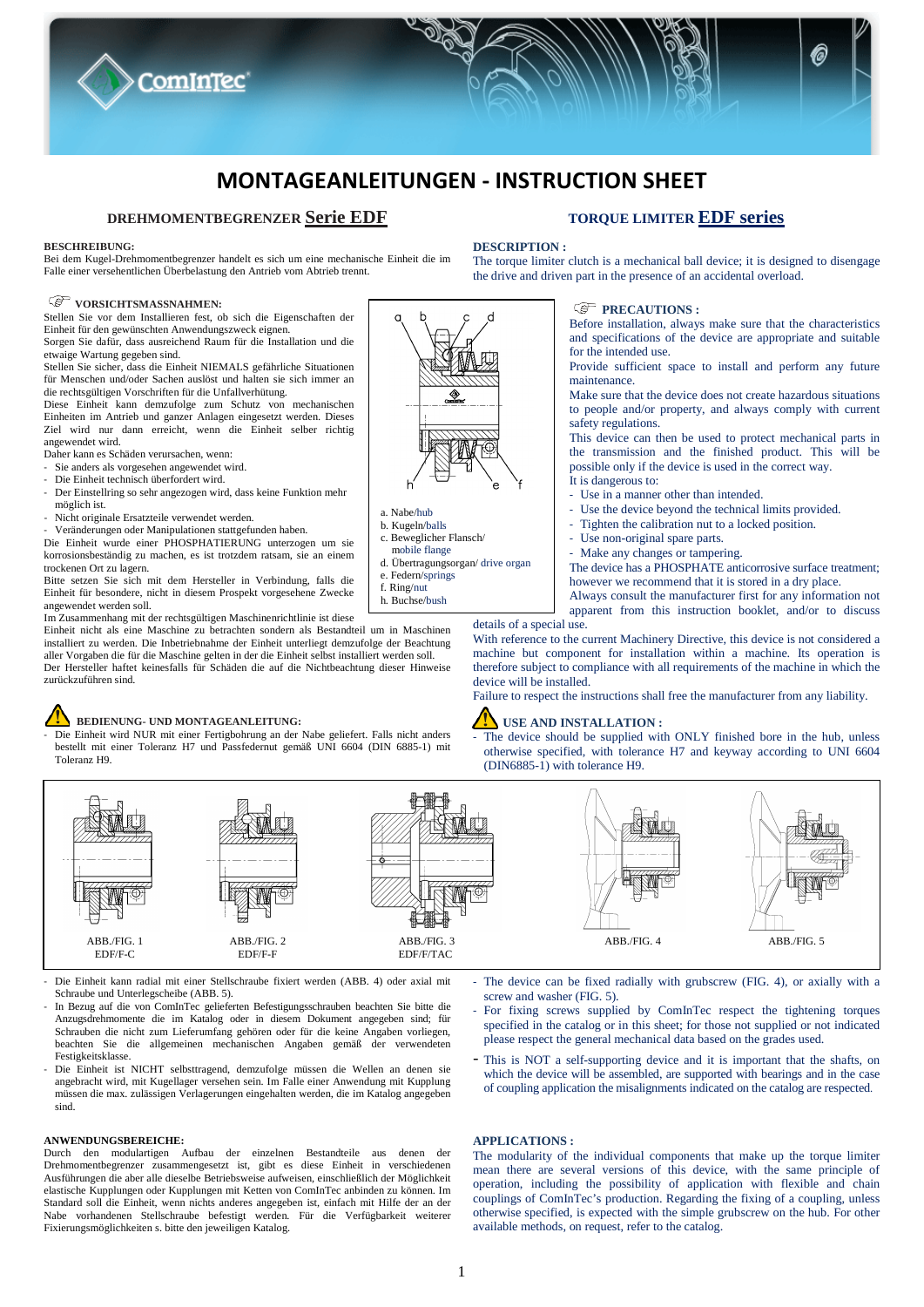# MONTAGEANLEITUNGEN - INSTRUCTION SHEET

## DREHMOMENTBEGRENZER Serie EDF

### BESCHREIBUNG:

Bei dem Kugel-Drehmomentbegrenzer handelt es sich um eine mechanische Einheit die im Falle einer versehentlichen Überbelastung den Antrieb vom Abtrieb trennt.

### VORSICHTSMASSNAHMEN:

Stellen Sie vor dem Installieren fest, ob sich die Eigenschaften der Einheit für den gewünschten Anwendungszweck eignen.
Sorgen Sie dafür, dass ausreichend Raum für die Installation und die etwaige Wartung gegeben sind.
Stellen Sie sicher, dass die Einheit NIEMALS gefährliche Situationen für Menschen und/oder Sachen auslöst und halten sie sich immer an die rechtsgültigen Vorschriften für die Unfallverhütung.
Diese Einheit kann demzufolge zum Schutz von mechanischen Einheiten im Antrieb und ganzer Anlagen eingesetzt werden. Dieses Ziel wird nur dann erreicht, wenn die Einheit selber richtig angewendet wird.
Daher kann es Schäden verursachen, wenn:

- Sie anders als vorgesehen angewendet wird.
- Die Einheit technisch überfordert wird.
- Der Einstellring so sehr angezogen wird, dass keine Funktion mehr möglich ist.
- Nicht originale Ersatzteile verwendet werden.
- Veränderungen oder Manipulationen stattgefunden haben.

Die Einheit wurde einer PHOSPHATIERUNG unterzogen um sie korrosionsbeständig zu machen, es ist trotzdem ratsam, sie an einem trockenen Ort zu lagern.
Bitte setzen Sie sich mit dem Hersteller in Verbindung, falls die Einheit für besondere, nicht in diesem Prospekt vorgesehene Zwecke angewendet werden soll.
Im Zusammenhang mit der rechtsgültigen Maschinenrichtlinie ist diese Einheit nicht als eine Maschine zu betrachten sondern als Bestandteil um in Maschinen installiert zu werden. Die Inbetriebnahme der Einheit unterliegt demzufolge der Beachtung aller Vorgaben die für die Maschine gelten in der die Einheit selbst installiert werden soll.
Der Hersteller haftet keinesfalls für Schäden die auf die Nichtbeachtung dieser Hinweise zurückzuführen sind.

a. Nabe/hub
b. Kugeln/balls
c. Beweglicher Flansch/ mobile flange
d. Übertragungsorgan/ drive organ
e. Federn/springs
f. Ring/nut
h. Buchse/bush

### BEDIENUNG- UND MONTAGEANLEITUNG:

- Die Einheit wird NUR mit einer Fertigbohrung an der Nabe geliefert. Falls nicht anders bestellt mit einer Toleranz H7 und Passfedernut gemäß UNI 6604 (DIN 6885-1) mit Toleranz H9.

ABB./FIG. 1 EDF/F-C | ABB./FIG. 2 EDF/F-F | ABB./FIG. 3 EDF/F/TAC | ABB./FIG. 4 | ABB./FIG. 5

- Die Einheit kann radial mit einer Stellschraube fixiert werden (ABB. 4) oder axial mit Schraube und Unterlegscheibe (ABB. 5).
- In Bezug auf die von ComInTec gelieferten Befestigungsschrauben beachten Sie bitte die Anzugsdrehmomente die im Katalog oder in diesem Dokument angegeben sind; für Schrauben die nicht zum Lieferumfang gehören oder für die keine Angaben vorliegen, beachten Sie die allgemeinen mechanischen Angaben gemäß der verwendeten Festigkeitsklasse.
- Die Einheit ist NICHT selbsttragend, demzufolge müssen die Wellen an denen sie angebracht wird, mit Kugellager versehen sein. Im Falle einer Anwendung mit Kupplung müssen die max. zulässigen Verlagerungen eingehalten werden, die im Katalog angegeben sind.

### ANWENDUNGSBEREICHE:

Durch den modulartigen Aufbau der einzelnen Bestandteile aus denen der Drehmomentbegrenzer zusammengesetzt ist, gibt es diese Einheit in verschiedenen Ausführungen die aber alle dieselbe Betriebsweise aufweisen, einschließlich der Möglichkeit elastische Kupplungen oder Kupplungen mit Ketten von ComInTec anbinden zu können. Im Standard soll die Einheit, wenn nichts anderes angegeben ist, einfach mit Hilfe der an der Nabe vorhandenen Stellschraube befestigt werden. Für die Verfügbarkeit weiterer Fixierungsmöglichkeiten s. bitte den jeweiligen Katalog.

## TORQUE LIMITER EDF series

### DESCRIPTION :

The torque limiter clutch is a mechanical ball device; it is designed to disengage the drive and driven part in the presence of an accidental overload.

### PRECAUTIONS :

Before installation, always make sure that the characteristics and specifications of the device are appropriate and suitable for the intended use.
Provide sufficient space to install and perform any future maintenance.
Make sure that the device does not create hazardous situations to people and/or property, and always comply with current safety regulations.
This device can then be used to protect mechanical parts in the transmission and the finished product. This will be possible only if the device is used in the correct way.
It is dangerous to:

- Use in a manner other than intended.
- Use the device beyond the technical limits provided.
- Tighten the calibration nut to a locked position.
- Use non-original spare parts.
- Make any changes or tampering.

The device has a PHOSPHATE anticorrosive surface treatment; however we recommend that it is stored in a dry place.
Always consult the manufacturer first for any information not apparent from this instruction booklet, and/or to discuss details of a special use.
With reference to the current Machinery Directive, this device is not considered a machine but component for installation within a machine. Its operation is therefore subject to compliance with all requirements of the machine in which the device will be installed.
Failure to respect the instructions shall free the manufacturer from any liability.

### USE AND INSTALLATION :

- The device should be supplied with ONLY finished bore in the hub, unless otherwise specified, with tolerance H7 and keyway according to UNI 6604 (DIN6885-1) with tolerance H9.
- The device can be fixed radially with grubscrew (FIG. 4), or axially with a screw and washer (FIG. 5).
- For fixing screws supplied by ComInTec respect the tightening torques specified in the catalog or in this sheet; for those not supplied or not indicated please respect the general mechanical data based on the grades used.
- This is NOT a self-supporting device and it is important that the shafts, on which the device will be assembled, are supported with bearings and in the case of coupling application the misalignments indicated on the catalog are respected.

### APPLICATIONS :

The modularity of the individual components that make up the torque limiter mean there are several versions of this device, with the same principle of operation, including the possibility of application with flexible and chain couplings of ComInTec's production. Regarding the fixing of a coupling, unless otherwise specified, is expected with the simple grubscrew on the hub. For other available methods, on request, refer to the catalog.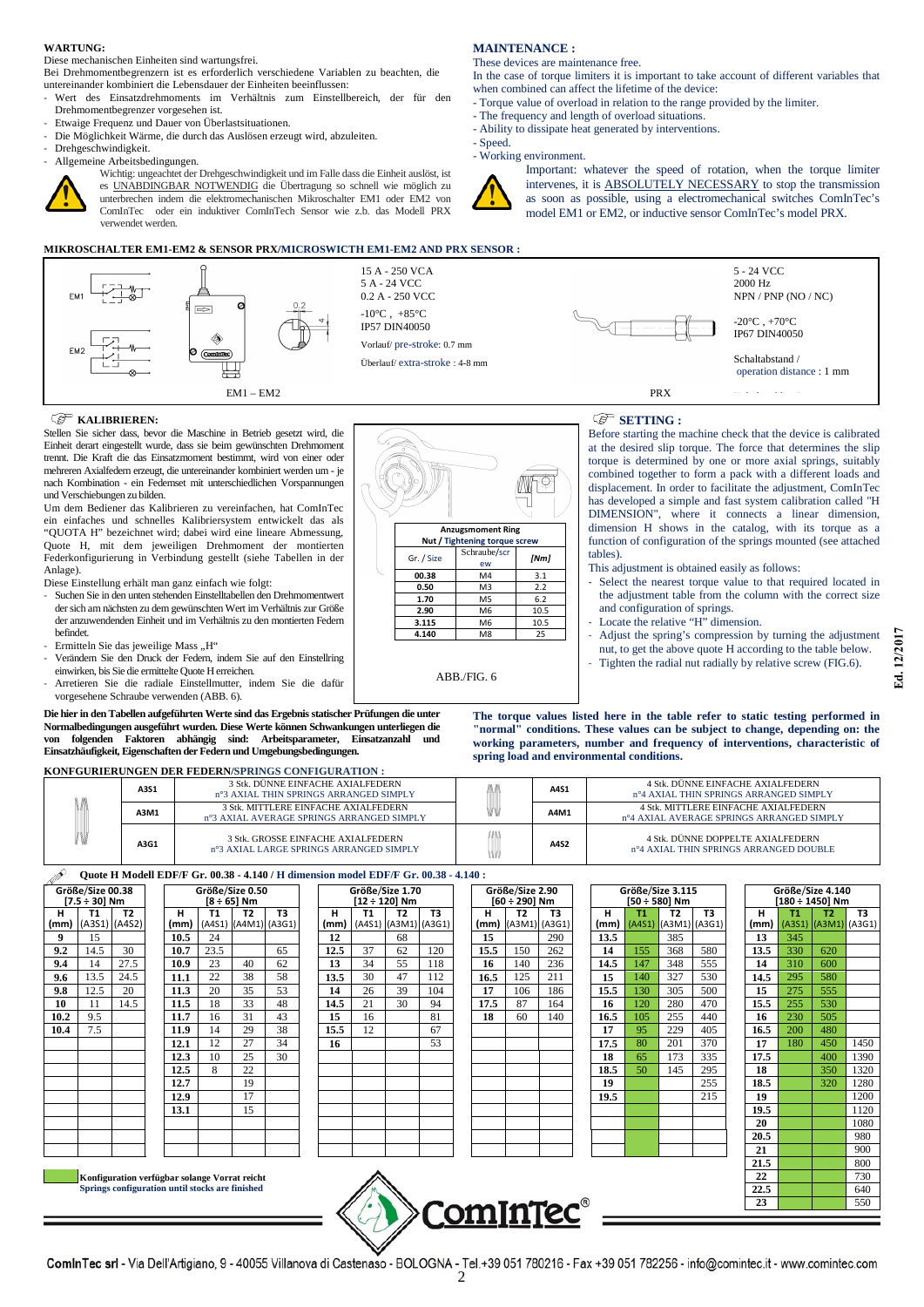**WARTUNG:**

Diese mechanischen Einheiten sind wartungsfrei.

Bei Drehmomentbegrenzern ist es erforderlich verschiedene Variablen zu beachten, die untereinander kombiniert die Lebensdauer der Einheiten beeinflussen:

- Wert des Einsatzdrehmoments im Verhältnis zum Einstellbereich, der für den Drehmomentbegrenzer vorgesehen ist.
- Etwaige Frequenz und Dauer von Überlastsituationen.
- Die Möglichkeit Wärme, die durch das Auslösen erzeugt wird, abzuleiten.
- Drehgeschwindigkeit.
- Allgemeine Arbeitsbedingungen.

Wichtig: ungeachtet der Drehgeschwindigkeit und im Falle dass die Einheit auslöst, ist es UNABDINGBAR NOTWENDIG die Übertragung so schnell wie möglich zu unterbrechen indem die elektromechanischen Mikroschalter EM1 oder EM2 von ComInTec oder ein induktiver ComInTech Sensor wie z.b. das Modell PRX verwendet werden.

**MAINTENANCE :**

These devices are maintenance free.

In the case of torque limiters it is important to take account of different variables that when combined can affect the lifetime of the device:

- Torque value of overload in relation to the range provided by the limiter.
- The frequency and length of overload situations.
- Ability to dissipate heat generated by interventions.
- Speed.
- Working environment.

Important: whatever the speed of rotation, when the torque limiter intervenes, it is ABSOLUTELY NECESSARY to stop the transmission as soon as possible, using a electromechanical switches ComInTec's model EM1 or EM2, or inductive sensor ComInTec's model PRX.

**MIKROSCHALTER EM1-EM2 & SENSOR PRX/MICROSWITCH EM1-EM2 AND PRX SENSOR :**

EM1 – EM2

15 A - 250 VCA
5 A - 24 VCC
0.2 A - 250 VCC
-10°C , +85°C
IP57 DIN40050
Vorlauf/ pre-stroke: 0.7 mm
Überlauf/ extra-stroke : 4-8 mm

PRX

5 - 24 VCC
2000 Hz
NPN / PNP (NO / NC)
-20°C , +70°C
IP67 DIN40050
Schaltabstand / operation distance : 1 mm

**KALIBRIEREN:**

Stellen Sie sicher dass, bevor die Maschine in Betrieb gesetzt wird, die Einheit derart eingestellt wurde, dass sie beim gewünschten Drehmoment trennt. Die Kraft die das Einsatzmoment bestimmt, wird von einer oder mehreren Axialfedern erzeugt, die untereinander kombiniert werden um - je nach Kombination - ein Federset mit unterschiedlichen Vorspannungen und Verschiebungen zu bilden.

Um dem Bediener das Kalibrieren zu vereinfachen, hat ComInTec ein einfaches und schnelles Kalibriersystem entwickelt das als "QUOTA H" bezeichnet wird; dabei wird eine lineare Abmessung, Quote H, mit dem jeweiligen Drehmoment der montierten Federkonfigurierung in Verbindung gestellt (siehe Tabellen in der Anlage).

Diese Einstellung erhält man ganz einfach wie folgt:

- Suchen Sie in den unten stehenden Einstelltabellen den Drehmomentwert der sich am nächsten zu dem gewünschten Wert im Verhältnis zur Größe der anzuwendenden Einheit und im Verhältnis zu den montierten Federn befindet.
- Ermitteln Sie das jeweilige Mass „H"
- Verändern Sie den Druck der Federn, indem Sie auf den Einstellring einwirken, bis Sie die ermittelte Quote H erreichen.
- Arretieren Sie die radiale Einstellmutter, indem Sie die dafür vorgesehene Schraube verwenden (ABB. 6).

| Anzugsmoment Ring Nut / Tightening torque screw | | |
|---|---|---|
| Gr. / Size | Schraube/scr ew | [Nm] |
| 00.38 | M4 | 3.1 |
| 0.50 | M3 | 2.2 |
| 1.70 | M5 | 6.2 |
| 2.90 | M6 | 10.5 |
| 3.115 | M6 | 10.5 |
| 4.140 | M8 | 25 |

ABB./FIG. 6

**SETTING :**

Before starting the machine check that the device is calibrated at the desired slip torque. The force that determines the slip torque is determined by one or more axial springs, suitably combined together to form a pack with a different loads and displacement. In order to facilitate the adjustment, ComInTec has developed a simple and fast system calibration called "H DIMENSION", where it connects a linear dimension, dimension H shows in the catalog, with its torque as a function of configuration of the springs mounted (see attached tables).

This adjustment is obtained easily as follows:

- Select the nearest torque value to that required located in the adjustment table from the column with the correct size and configuration of springs.
- Locate the relative "H" dimension.
- Adjust the spring's compression by turning the adjustment nut, to get the above quote H according to the table below.
- Tighten the radial nut radially by relative screw (FIG.6).

**Die hier in den Tabellen aufgeführten Werte sind das Ergebnis statischer Prüfungen die unter Normalbedingungen ausgeführt wurden. Diese Werte können Schwankungen unterliegen die von folgenden Faktoren abhängig sind: Arbeitsparameter, Einsatzanzahl und Einsatzhäufigkeit, Eigenschaften der Federn und Umgebungsbedingungen.**

**The torque values listed here in the table refer to static testing performed in "normal" conditions. These values can be subject to change, depending on: the working parameters, number and frequency of interventions, characteristic of spring load and environmental conditions.**

**KONFGURIERUNGEN DER FEDERN/SPRINGS CONFIGURATION :**

| | |
|---|---|
| A3S1 | 3 Stk. DÜNNE EINFACHE AXIALFEDERN / n°3 AXIAL THIN SPRINGS ARRANGED SIMPLY |
| A3M1 | 3 Stk. MITTLERE EINFACHE AXIALFEDERN / n°3 AXIAL AVERAGE SPRINGS ARRANGED SIMPLY |
| A3G1 | 3 Stk. GROSSE EINFACHE AXIALFEDERN / n°3 AXIAL LARGE SPRINGS ARRANGED SIMPLY |
| A4S1 | 4 Stk. DÜNNE EINFACHE AXIALFEDERN / n°4 AXIAL THIN SPRINGS ARRANGED SIMPLY |
| A4M1 | 4 Stk. MITTLERE EINFACHE AXIALFEDERN / n°4 AXIAL AVERAGE SPRINGS ARRANGED SIMPLY |
| A4S2 | 4 Stk. DÜNNE DOPPELTE AXIALFEDERN / n°4 AXIAL THIN SPRINGS ARRANGED DOUBLE |

**Quote H Modell EDF/F Gr. 00.38 - 4.140 / H dimension model EDF/F Gr. 00.38 - 4.140 :**

**Größe/Size 00.38 [7.5 ÷ 30] Nm**

| H (mm) | T1 (A3S1) | T2 (A4S2) |
|---|---|---|
| 9 | 15 | |
| 9.2 | 14.5 | 30 |
| 9.4 | 14 | 27.5 |
| 9.6 | 13.5 | 24.5 |
| 9.8 | 12.5 | 20 |
| 10 | 11 | 14.5 |
| 10.2 | 9.5 | |
| 10.4 | 7.5 | |

**Größe/Size 0.50 [8 ÷ 65] Nm**

| H (mm) | T1 (A4S1) | T2 (A4M1) | T3 (A3G1) |
|---|---|---|---|
| 10.5 | 24 | | |
| 10.7 | 23.5 | | 65 |
| 10.9 | 23 | 40 | 62 |
| 11.1 | 22 | 38 | 58 |
| 11.3 | 20 | 35 | 53 |
| 11.5 | 18 | 33 | 48 |
| 11.7 | 16 | 31 | 43 |
| 11.9 | 14 | 29 | 38 |
| 12.1 | 12 | 27 | 34 |
| 12.3 | 10 | 25 | 30 |
| 12.5 | 8 | 22 | |
| 12.7 | | 19 | |
| 12.9 | | 17 | |
| 13.1 | | 15 | |

**Größe/Size 1.70 [12 ÷ 120] Nm**

| H (mm) | T1 (A4S1) | T2 (A3M1) | T3 (A3G1) |
|---|---|---|---|
| 12 | | 68 | |
| 12.5 | 37 | 62 | 120 |
| 13 | 34 | 55 | 118 |
| 13.5 | 30 | 47 | 112 |
| 14 | 26 | 39 | 104 |
| 14.5 | 21 | 30 | 94 |
| 15 | 16 | | 81 |
| 15.5 | 12 | | 67 |
| 16 | | | 53 |

**Größe/Size 2.90 [60 ÷ 290] Nm**

| H (mm) | T2 (A3M1) | T3 (A3G1) |
|---|---|---|
| 15 | | 290 |
| 15.5 | 150 | 262 |
| 16 | 140 | 236 |
| 16.5 | 125 | 211 |
| 17 | 106 | 186 |
| 17.5 | 87 | 164 |
| 18 | 60 | 140 |

**Größe/Size 3.115 [50 ÷ 580] Nm**

| H (mm) | T1 (A4S1) | T2 (A3M1) | T3 (A3G1) |
|---|---|---|---|
| 13.5 | | 385 | |
| 14 | 155 | 368 | 580 |
| 14.5 | 147 | 348 | 555 |
| 15 | 140 | 327 | 530 |
| 15.5 | 130 | 305 | 500 |
| 16 | 120 | 280 | 470 |
| 16.5 | 105 | 255 | 440 |
| 17 | 95 | 229 | 405 |
| 17.5 | 80 | 201 | 370 |
| 18 | 65 | 173 | 335 |
| 18.5 | 50 | 145 | 295 |
| 19 | | | 255 |
| 19.5 | | | 215 |

**Größe/Size 4.140 [180 ÷ 1450] Nm**

| H (mm) | T1 (A3S1) | T2 (A3M1) | T3 (A3G1) |
|---|---|---|---|
| 13 | 345 | | |
| 13.5 | 330 | 620 | |
| 14 | 310 | 600 | |
| 14.5 | 295 | 580 | |
| 15 | 275 | 555 | |
| 15.5 | 255 | 530 | |
| 16 | 230 | 505 | |
| 16.5 | 200 | 480 | |
| 17 | 180 | 450 | 1450 |
| 17.5 | | 400 | 1390 |
| 18 | | 350 | 1320 |
| 18.5 | | 320 | 1280 |
| 19 | | | 1200 |
| 19.5 | | | 1120 |
| 20 | | | 1080 |
| 20.5 | | | 980 |
| 21 | | | 900 |
| 21.5 | | | 800 |
| 22 | | | 730 |
| 22.5 | | | 640 |
| 23 | | | 550 |

**Konfiguration verfügbar solange Vorrat reicht**
**Springs configuration until stocks are finished**